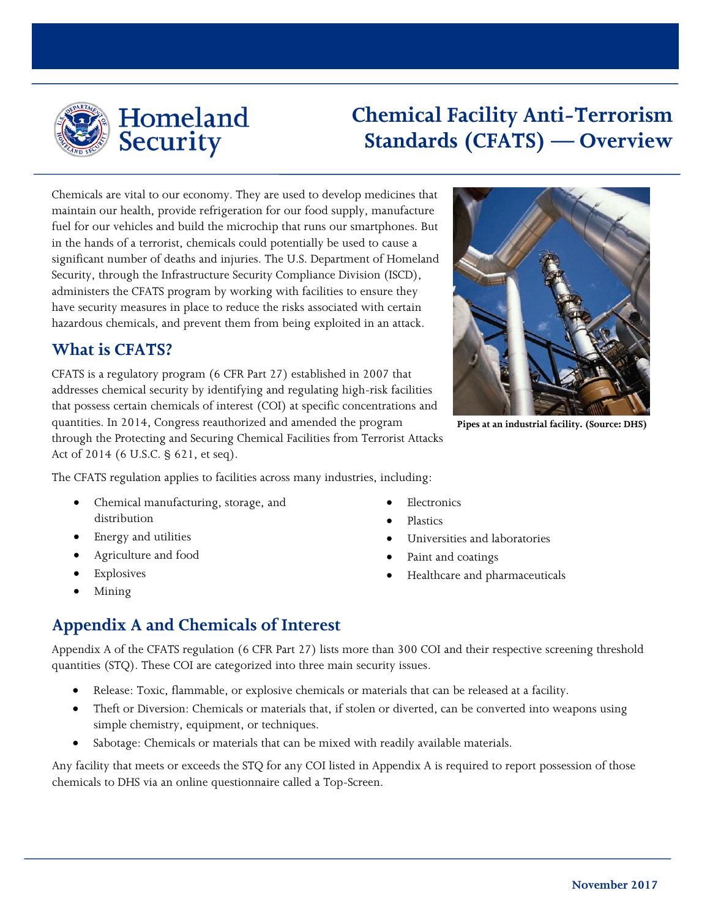# Chemical Facility Anti-Terrorism Standards (CFATS) — Overview

Chemicals are vital to our economy. They are used to develop medicines that maintain our health, provide refrigeration for our food supply, manufacture fuel for our vehicles and build the microchip that runs our smartphones. But in the hands of a terrorist, chemicals could potentially be used to cause a significant number of deaths and injuries. The U.S. Department of Homeland Security, through the Infrastructure Security Compliance Division (ISCD), administers the CFATS program by working with facilities to ensure they have security measures in place to reduce the risks associated with certain hazardous chemicals, and prevent them from being exploited in an attack.

**Pipes at an industrial facility. (Source: DHS)**

## What is CFATS?

CFATS is a regulatory program (6 CFR Part 27) established in 2007 that addresses chemical security by identifying and regulating high-risk facilities that possess certain chemicals of interest (COI) at specific concentrations and quantities. In 2014, Congress reauthorized and amended the program through the Protecting and Securing Chemical Facilities from Terrorist Attacks Act of 2014 (6 U.S.C. § 621, et seq).

The CFATS regulation applies to facilities across many industries, including:

- Chemical manufacturing, storage, and distribution
- Energy and utilities
- Agriculture and food
- Explosives
- Mining
- Electronics
- Plastics
- Universities and laboratories
- Paint and coatings
- Healthcare and pharmaceuticals

## Appendix A and Chemicals of Interest

Appendix A of the CFATS regulation (6 CFR Part 27) lists more than 300 COI and their respective screening threshold quantities (STQ). These COI are categorized into three main security issues.

- Release: Toxic, flammable, or explosive chemicals or materials that can be released at a facility.
- Theft or Diversion: Chemicals or materials that, if stolen or diverted, can be converted into weapons using simple chemistry, equipment, or techniques.
- Sabotage: Chemicals or materials that can be mixed with readily available materials.

Any facility that meets or exceeds the STQ for any COI listed in Appendix A is required to report possession of those chemicals to DHS via an online questionnaire called a Top-Screen.

November 2017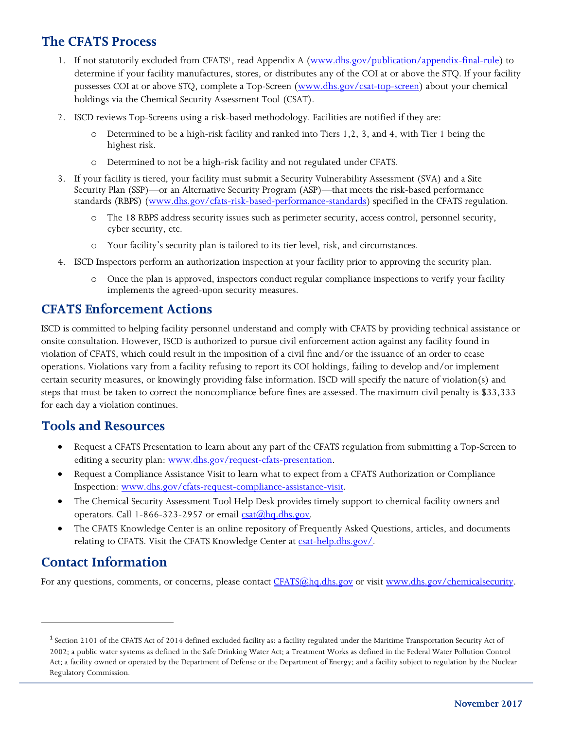## The CFATS Process

1. If not statutorily excluded from CFATS[1], read Appendix A (www.dhs.gov/publication/appendix-final-rule) to determine if your facility manufactures, stores, or distributes any of the COI at or above the STQ. If your facility possesses COI at or above STQ, complete a Top-Screen (www.dhs.gov/csat-top-screen) about your chemical holdings via the Chemical Security Assessment Tool (CSAT).
2. ISCD reviews Top-Screens using a risk-based methodology. Facilities are notified if they are:
   - Determined to be a high-risk facility and ranked into Tiers 1,2, 3, and 4, with Tier 1 being the highest risk.
   - Determined to not be a high-risk facility and not regulated under CFATS.
3. If your facility is tiered, your facility must submit a Security Vulnerability Assessment (SVA) and a Site Security Plan (SSP)—or an Alternative Security Program (ASP)—that meets the risk-based performance standards (RBPS) (www.dhs.gov/cfats-risk-based-performance-standards) specified in the CFATS regulation.
   - The 18 RBPS address security issues such as perimeter security, access control, personnel security, cyber security, etc.
   - Your facility's security plan is tailored to its tier level, risk, and circumstances.
4. ISCD Inspectors perform an authorization inspection at your facility prior to approving the security plan.
   - Once the plan is approved, inspectors conduct regular compliance inspections to verify your facility implements the agreed-upon security measures.

## CFATS Enforcement Actions

ISCD is committed to helping facility personnel understand and comply with CFATS by providing technical assistance or onsite consultation. However, ISCD is authorized to pursue civil enforcement action against any facility found in violation of CFATS, which could result in the imposition of a civil fine and/or the issuance of an order to cease operations. Violations vary from a facility refusing to report its COI holdings, failing to develop and/or implement certain security measures, or knowingly providing false information. ISCD will specify the nature of violation(s) and steps that must be taken to correct the noncompliance before fines are assessed. The maximum civil penalty is $33,333 for each day a violation continues.

## Tools and Resources

- Request a CFATS Presentation to learn about any part of the CFATS regulation from submitting a Top-Screen to editing a security plan: www.dhs.gov/request-cfats-presentation.
- Request a Compliance Assistance Visit to learn what to expect from a CFATS Authorization or Compliance Inspection: www.dhs.gov/cfats-request-compliance-assistance-visit.
- The Chemical Security Assessment Tool Help Desk provides timely support to chemical facility owners and operators. Call 1-866-323-2957 or email csat@hq.dhs.gov.
- The CFATS Knowledge Center is an online repository of Frequently Asked Questions, articles, and documents relating to CFATS. Visit the CFATS Knowledge Center at csat-help.dhs.gov/.

## Contact Information

For any questions, comments, or concerns, please contact CFATS@hq.dhs.gov or visit www.dhs.gov/chemicalsecurity.

---

[1] Section 2101 of the CFATS Act of 2014 defined excluded facility as: a facility regulated under the Maritime Transportation Security Act of 2002; a public water systems as defined in the Safe Drinking Water Act; a Treatment Works as defined in the Federal Water Pollution Control Act; a facility owned or operated by the Department of Defense or the Department of Energy; and a facility subject to regulation by the Nuclear Regulatory Commission.

November 2017